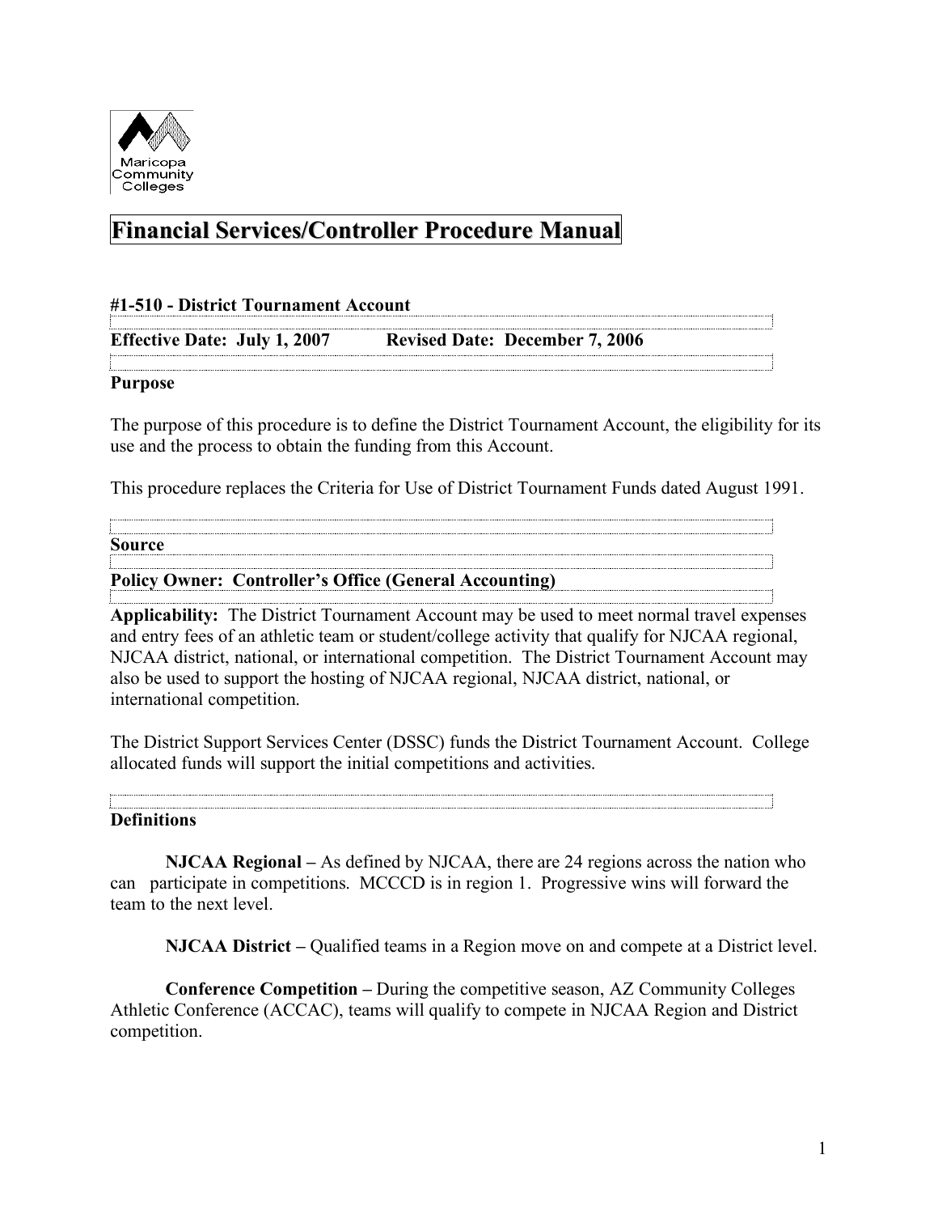Maricopa Community Colleges

# Financial Services/Controller Procedure Manual

**#1-510 - District Tournament Account**

**Effective Date: July 1, 2007 Revised Date: December 7, 2006**

**Purpose**

The purpose of this procedure is to define the District Tournament Account, the eligibility for its use and the process to obtain the funding from this Account.

This procedure replaces the Criteria for Use of District Tournament Funds dated August 1991.

**Source**

**Policy Owner: Controller's Office (General Accounting)**

**Applicability:** The District Tournament Account may be used to meet normal travel expenses and entry fees of an athletic team or student/college activity that qualify for NJCAA regional, NJCAA district, national, or international competition. The District Tournament Account may also be used to support the hosting of NJCAA regional, NJCAA district, national, or international competition.

The District Support Services Center (DSSC) funds the District Tournament Account. College allocated funds will support the initial competitions and activities.

**Definitions**

**NJCAA Regional –** As defined by NJCAA, there are 24 regions across the nation who can participate in competitions. MCCCD is in region 1. Progressive wins will forward the team to the next level.

**NJCAA District –** Qualified teams in a Region move on and compete at a District level.

**Conference Competition –** During the competitive season, AZ Community Colleges Athletic Conference (ACCAC), teams will qualify to compete in NJCAA Region and District competition.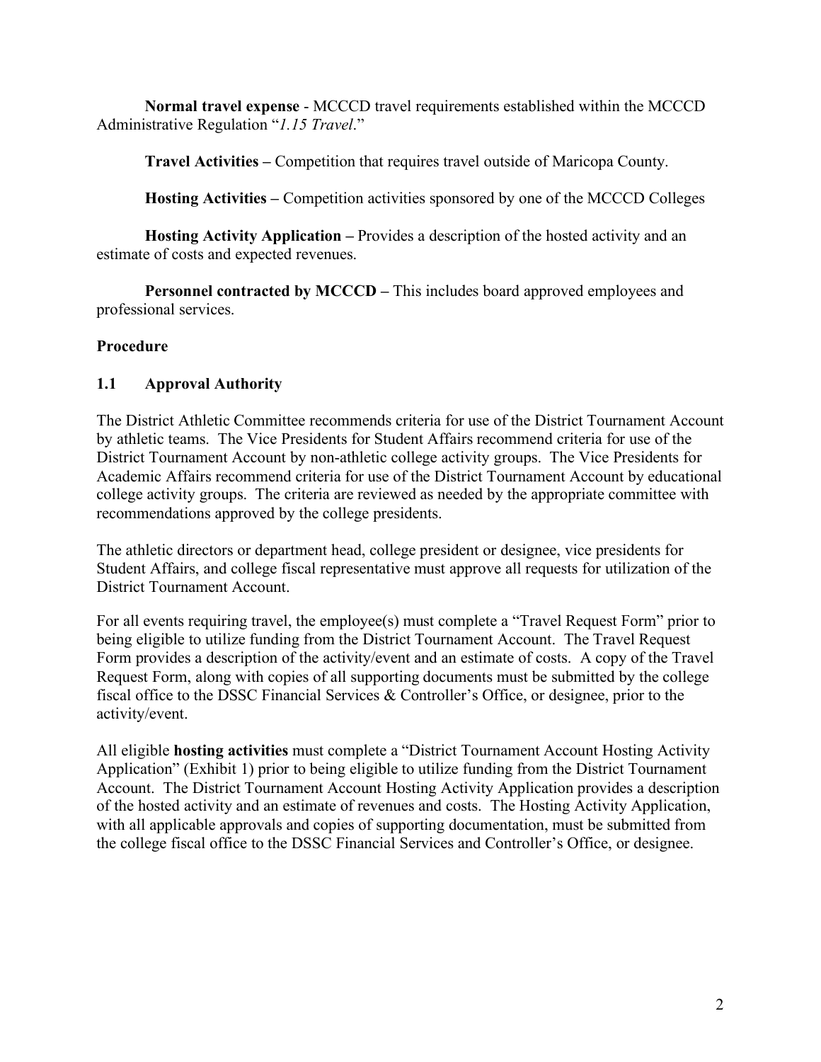**Normal travel expense** - MCCCD travel requirements established within the MCCCD Administrative Regulation "*1.15 Travel*."

**Travel Activities –** Competition that requires travel outside of Maricopa County.

**Hosting Activities –** Competition activities sponsored by one of the MCCCD Colleges

**Hosting Activity Application –** Provides a description of the hosted activity and an estimate of costs and expected revenues.

**Personnel contracted by MCCCD –** This includes board approved employees and professional services.

## Procedure

### 1.1 Approval Authority

The District Athletic Committee recommends criteria for use of the District Tournament Account by athletic teams. The Vice Presidents for Student Affairs recommend criteria for use of the District Tournament Account by non-athletic college activity groups. The Vice Presidents for Academic Affairs recommend criteria for use of the District Tournament Account by educational college activity groups. The criteria are reviewed as needed by the appropriate committee with recommendations approved by the college presidents.

The athletic directors or department head, college president or designee, vice presidents for Student Affairs, and college fiscal representative must approve all requests for utilization of the District Tournament Account.

For all events requiring travel, the employee(s) must complete a "Travel Request Form" prior to being eligible to utilize funding from the District Tournament Account. The Travel Request Form provides a description of the activity/event and an estimate of costs. A copy of the Travel Request Form, along with copies of all supporting documents must be submitted by the college fiscal office to the DSSC Financial Services & Controller's Office, or designee, prior to the activity/event.

All eligible **hosting activities** must complete a "District Tournament Account Hosting Activity Application" (Exhibit 1) prior to being eligible to utilize funding from the District Tournament Account. The District Tournament Account Hosting Activity Application provides a description of the hosted activity and an estimate of revenues and costs. The Hosting Activity Application, with all applicable approvals and copies of supporting documentation, must be submitted from the college fiscal office to the DSSC Financial Services and Controller's Office, or designee.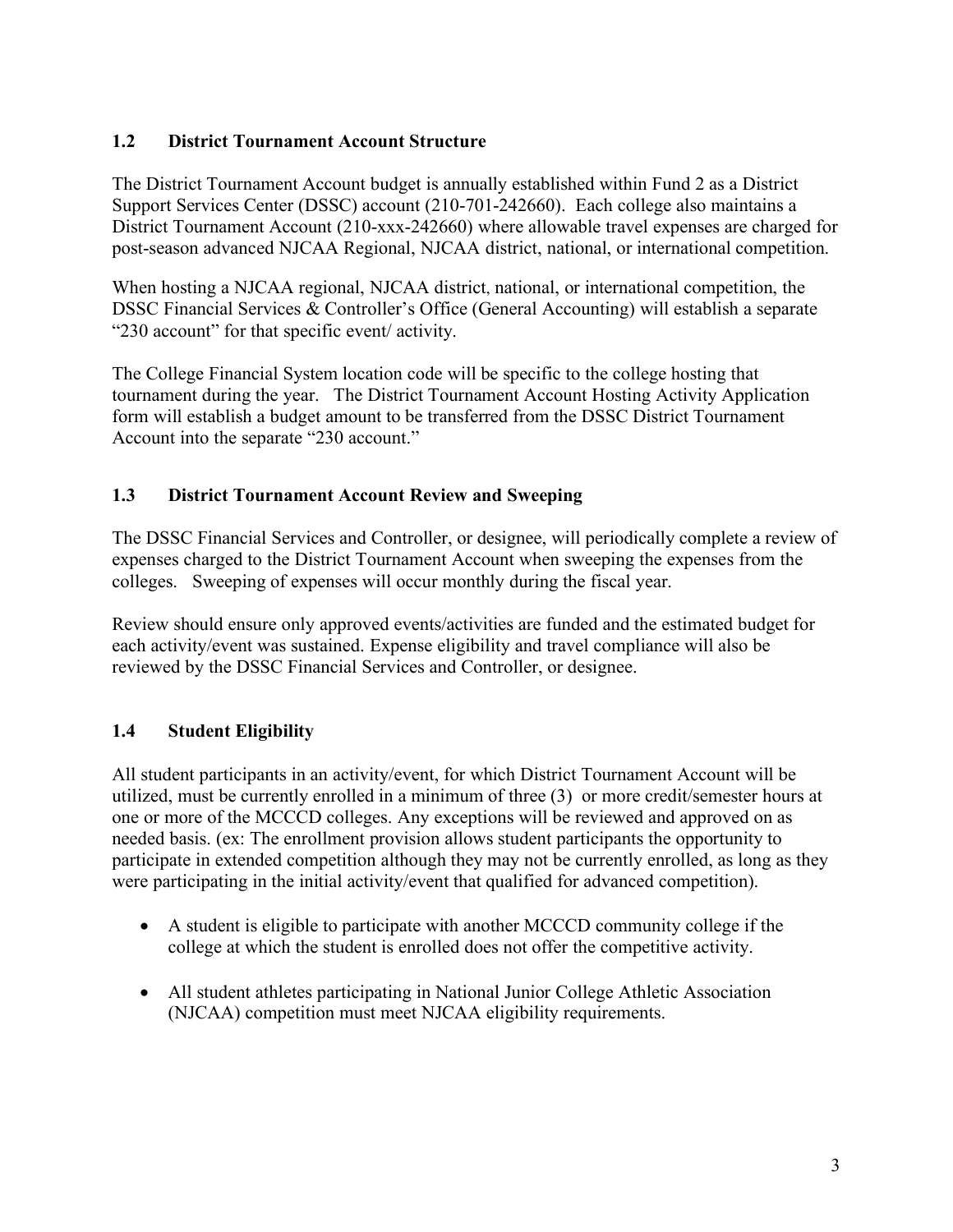### 1.2 District Tournament Account Structure

The District Tournament Account budget is annually established within Fund 2 as a District Support Services Center (DSSC) account (210-701-242660). Each college also maintains a District Tournament Account (210-xxx-242660) where allowable travel expenses are charged for post-season advanced NJCAA Regional, NJCAA district, national, or international competition.

When hosting a NJCAA regional, NJCAA district, national, or international competition, the DSSC Financial Services & Controller's Office (General Accounting) will establish a separate "230 account" for that specific event/ activity.

The College Financial System location code will be specific to the college hosting that tournament during the year. The District Tournament Account Hosting Activity Application form will establish a budget amount to be transferred from the DSSC District Tournament Account into the separate "230 account."

### 1.3 District Tournament Account Review and Sweeping

The DSSC Financial Services and Controller, or designee, will periodically complete a review of expenses charged to the District Tournament Account when sweeping the expenses from the colleges. Sweeping of expenses will occur monthly during the fiscal year.

Review should ensure only approved events/activities are funded and the estimated budget for each activity/event was sustained. Expense eligibility and travel compliance will also be reviewed by the DSSC Financial Services and Controller, or designee.

### 1.4 Student Eligibility

All student participants in an activity/event, for which District Tournament Account will be utilized, must be currently enrolled in a minimum of three (3) or more credit/semester hours at one or more of the MCCCD colleges. Any exceptions will be reviewed and approved on as needed basis. (ex: The enrollment provision allows student participants the opportunity to participate in extended competition although they may not be currently enrolled, as long as they were participating in the initial activity/event that qualified for advanced competition).

- A student is eligible to participate with another MCCCD community college if the college at which the student is enrolled does not offer the competitive activity.
- All student athletes participating in National Junior College Athletic Association (NJCAA) competition must meet NJCAA eligibility requirements.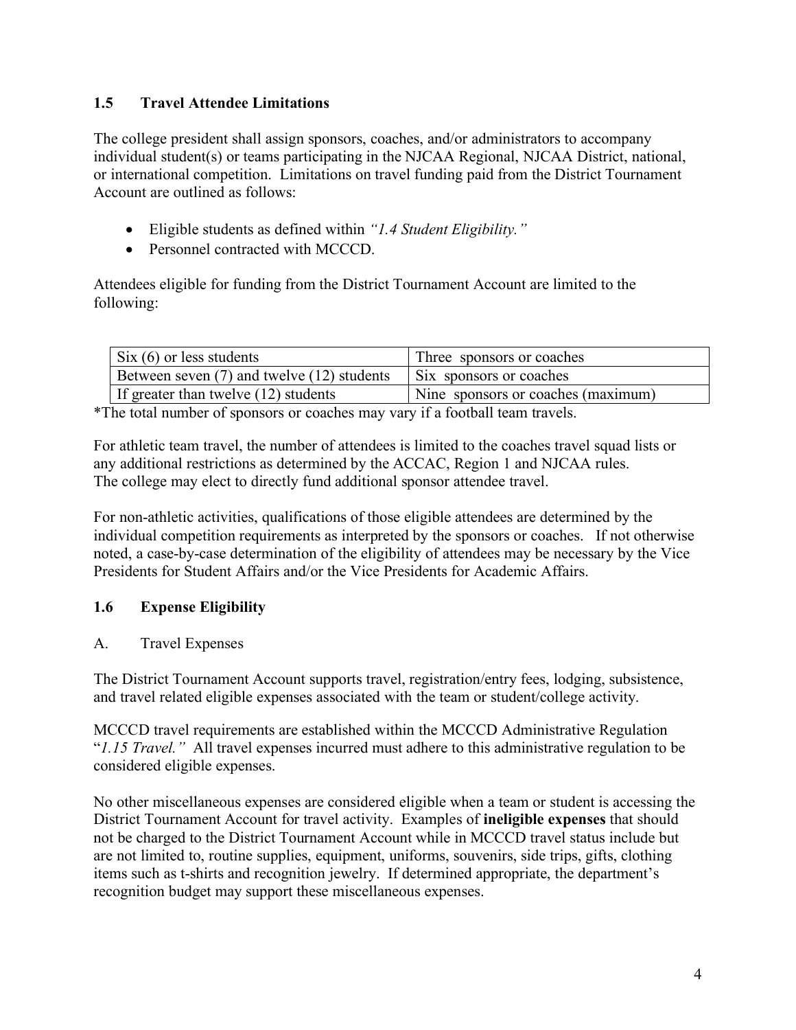## 1.5 Travel Attendee Limitations

The college president shall assign sponsors, coaches, and/or administrators to accompany individual student(s) or teams participating in the NJCAA Regional, NJCAA District, national, or international competition. Limitations on travel funding paid from the District Tournament Account are outlined as follows:

- Eligible students as defined within *"1.4 Student Eligibility."*
- Personnel contracted with MCCCD.

Attendees eligible for funding from the District Tournament Account are limited to the following:

| Six (6) or less students | Three sponsors or coaches |
|---|---|
| Between seven (7) and twelve (12) students | Six sponsors or coaches |
| If greater than twelve (12) students | Nine sponsors or coaches (maximum) |

*The total number of sponsors or coaches may vary if a football team travels.

For athletic team travel, the number of attendees is limited to the coaches travel squad lists or any additional restrictions as determined by the ACCAC, Region 1 and NJCAA rules. The college may elect to directly fund additional sponsor attendee travel.

For non-athletic activities, qualifications of those eligible attendees are determined by the individual competition requirements as interpreted by the sponsors or coaches. If not otherwise noted, a case-by-case determination of the eligibility of attendees may be necessary by the Vice Presidents for Student Affairs and/or the Vice Presidents for Academic Affairs.

## 1.6 Expense Eligibility

A. Travel Expenses

The District Tournament Account supports travel, registration/entry fees, lodging, subsistence, and travel related eligible expenses associated with the team or student/college activity.

MCCCD travel requirements are established within the MCCCD Administrative Regulation "*1.15 Travel.*" All travel expenses incurred must adhere to this administrative regulation to be considered eligible expenses.

No other miscellaneous expenses are considered eligible when a team or student is accessing the District Tournament Account for travel activity. Examples of **ineligible expenses** that should not be charged to the District Tournament Account while in MCCCD travel status include but are not limited to, routine supplies, equipment, uniforms, souvenirs, side trips, gifts, clothing items such as t-shirts and recognition jewelry. If determined appropriate, the department's recognition budget may support these miscellaneous expenses.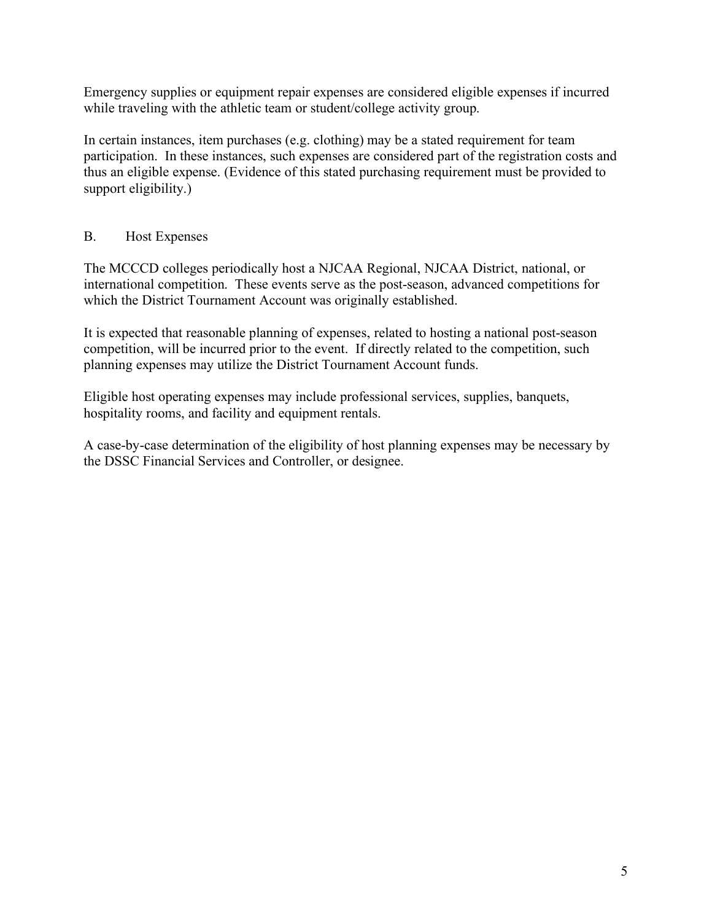Emergency supplies or equipment repair expenses are considered eligible expenses if incurred while traveling with the athletic team or student/college activity group.

In certain instances, item purchases (e.g. clothing) may be a stated requirement for team participation. In these instances, such expenses are considered part of the registration costs and thus an eligible expense. (Evidence of this stated purchasing requirement must be provided to support eligibility.)

## B. Host Expenses

The MCCCD colleges periodically host a NJCAA Regional, NJCAA District, national, or international competition. These events serve as the post-season, advanced competitions for which the District Tournament Account was originally established.

It is expected that reasonable planning of expenses, related to hosting a national post-season competition, will be incurred prior to the event. If directly related to the competition, such planning expenses may utilize the District Tournament Account funds.

Eligible host operating expenses may include professional services, supplies, banquets, hospitality rooms, and facility and equipment rentals.

A case-by-case determination of the eligibility of host planning expenses may be necessary by the DSSC Financial Services and Controller, or designee.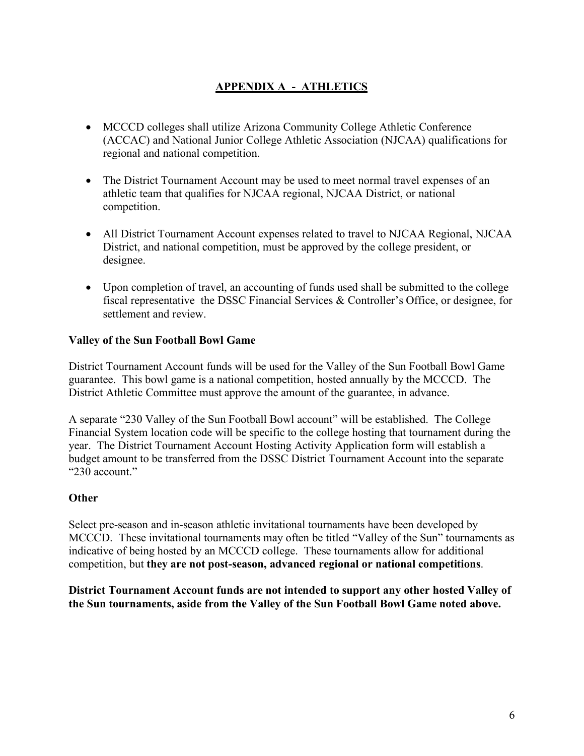## APPENDIX A - ATHLETICS

- MCCCD colleges shall utilize Arizona Community College Athletic Conference (ACCAC) and National Junior College Athletic Association (NJCAA) qualifications for regional and national competition.

- The District Tournament Account may be used to meet normal travel expenses of an athletic team that qualifies for NJCAA regional, NJCAA District, or national competition.

- All District Tournament Account expenses related to travel to NJCAA Regional, NJCAA District, and national competition, must be approved by the college president, or designee.

- Upon completion of travel, an accounting of funds used shall be submitted to the college fiscal representative the DSSC Financial Services & Controller's Office, or designee, for settlement and review.

**Valley of the Sun Football Bowl Game**

District Tournament Account funds will be used for the Valley of the Sun Football Bowl Game guarantee. This bowl game is a national competition, hosted annually by the MCCCD. The District Athletic Committee must approve the amount of the guarantee, in advance.

A separate "230 Valley of the Sun Football Bowl account" will be established. The College Financial System location code will be specific to the college hosting that tournament during the year. The District Tournament Account Hosting Activity Application form will establish a budget amount to be transferred from the DSSC District Tournament Account into the separate "230 account."

**Other**

Select pre-season and in-season athletic invitational tournaments have been developed by MCCCD. These invitational tournaments may often be titled "Valley of the Sun" tournaments as indicative of being hosted by an MCCCD college. These tournaments allow for additional competition, but **they are not post-season, advanced regional or national competitions**.

**District Tournament Account funds are not intended to support any other hosted Valley of the Sun tournaments, aside from the Valley of the Sun Football Bowl Game noted above.**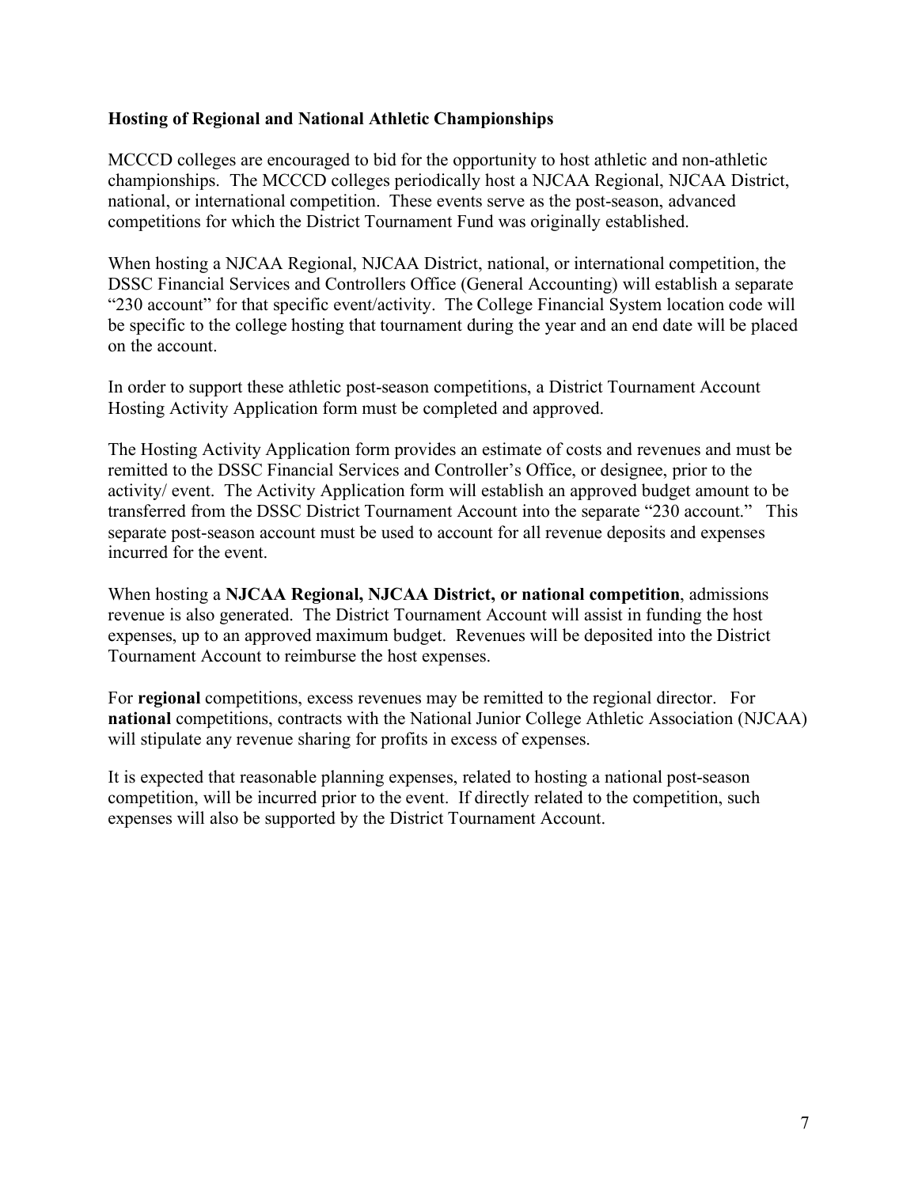**Hosting of Regional and National Athletic Championships**

MCCCD colleges are encouraged to bid for the opportunity to host athletic and non-athletic championships. The MCCCD colleges periodically host a NJCAA Regional, NJCAA District, national, or international competition. These events serve as the post-season, advanced competitions for which the District Tournament Fund was originally established.

When hosting a NJCAA Regional, NJCAA District, national, or international competition, the DSSC Financial Services and Controllers Office (General Accounting) will establish a separate "230 account" for that specific event/activity. The College Financial System location code will be specific to the college hosting that tournament during the year and an end date will be placed on the account.

In order to support these athletic post-season competitions, a District Tournament Account Hosting Activity Application form must be completed and approved.

The Hosting Activity Application form provides an estimate of costs and revenues and must be remitted to the DSSC Financial Services and Controller's Office, or designee, prior to the activity/ event. The Activity Application form will establish an approved budget amount to be transferred from the DSSC District Tournament Account into the separate "230 account." This separate post-season account must be used to account for all revenue deposits and expenses incurred for the event.

When hosting a **NJCAA Regional, NJCAA District, or national competition**, admissions revenue is also generated. The District Tournament Account will assist in funding the host expenses, up to an approved maximum budget. Revenues will be deposited into the District Tournament Account to reimburse the host expenses.

For **regional** competitions, excess revenues may be remitted to the regional director. For **national** competitions, contracts with the National Junior College Athletic Association (NJCAA) will stipulate any revenue sharing for profits in excess of expenses.

It is expected that reasonable planning expenses, related to hosting a national post-season competition, will be incurred prior to the event. If directly related to the competition, such expenses will also be supported by the District Tournament Account.